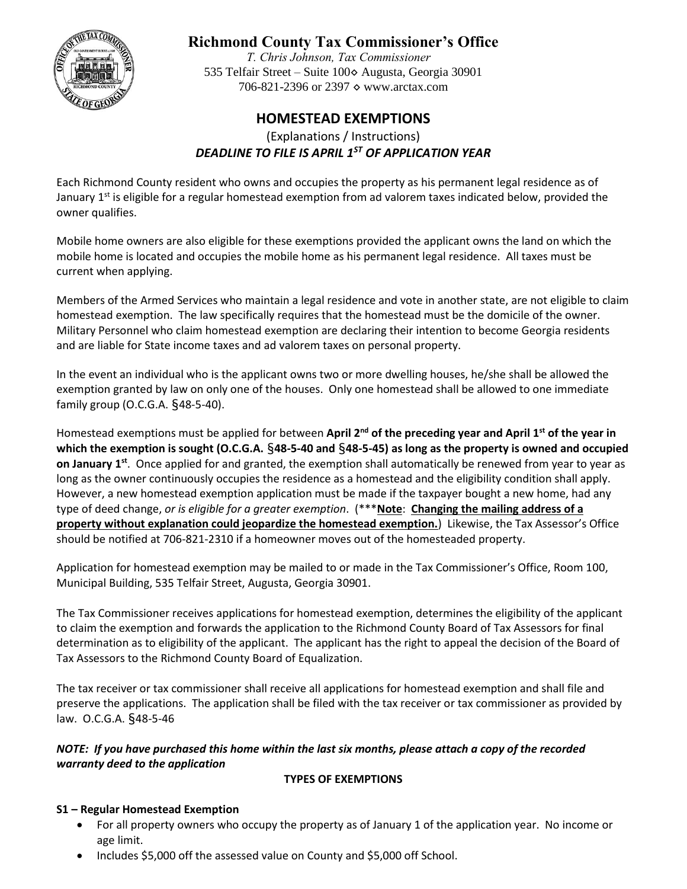# Richmond County Tax Commissioner's Office

*T. Chris Johnson, Tax Commissioner*
535 Telfair Street – Suite 100◇ Augusta, Georgia 30901
706-821-2396 or 2397 ◇ www.arctax.com

## HOMESTEAD EXEMPTIONS

(Explanations / Instructions)

***DEADLINE TO FILE IS APRIL 1ST OF APPLICATION YEAR***

Each Richmond County resident who owns and occupies the property as his permanent legal residence as of January 1st is eligible for a regular homestead exemption from ad valorem taxes indicated below, provided the owner qualifies.

Mobile home owners are also eligible for these exemptions provided the applicant owns the land on which the mobile home is located and occupies the mobile home as his permanent legal residence. All taxes must be current when applying.

Members of the Armed Services who maintain a legal residence and vote in another state, are not eligible to claim homestead exemption. The law specifically requires that the homestead must be the domicile of the owner. Military Personnel who claim homestead exemption are declaring their intention to become Georgia residents and are liable for State income taxes and ad valorem taxes on personal property.

In the event an individual who is the applicant owns two or more dwelling houses, he/she shall be allowed the exemption granted by law on only one of the houses. Only one homestead shall be allowed to one immediate family group (O.C.G.A. §48-5-40).

Homestead exemptions must be applied for between **April 2nd of the preceding year and April 1st of the year in which the exemption is sought (O.C.G.A. §48-5-40 and §48-5-45) as long as the property is owned and occupied on January 1st**. Once applied for and granted, the exemption shall automatically be renewed from year to year as long as the owner continuously occupies the residence as a homestead and the eligibility condition shall apply. However, a new homestead exemption application must be made if the taxpayer bought a new home, had any type of deed change, *or is eligible for a greater exemption*. (*****Note**: **Changing the mailing address of a property without explanation could jeopardize the homestead exemption.**) Likewise, the Tax Assessor's Office should be notified at 706-821-2310 if a homeowner moves out of the homesteaded property.

Application for homestead exemption may be mailed to or made in the Tax Commissioner's Office, Room 100, Municipal Building, 535 Telfair Street, Augusta, Georgia 30901.

The Tax Commissioner receives applications for homestead exemption, determines the eligibility of the applicant to claim the exemption and forwards the application to the Richmond County Board of Tax Assessors for final determination as to eligibility of the applicant. The applicant has the right to appeal the decision of the Board of Tax Assessors to the Richmond County Board of Equalization.

The tax receiver or tax commissioner shall receive all applications for homestead exemption and shall file and preserve the applications. The application shall be filed with the tax receiver or tax commissioner as provided by law. O.C.G.A. §48-5-46

***NOTE: If you have purchased this home within the last six months, please attach a copy of the recorded warranty deed to the application***

**TYPES OF EXEMPTIONS**

**S1 – Regular Homestead Exemption**

- For all property owners who occupy the property as of January 1 of the application year. No income or age limit.
- Includes $5,000 off the assessed value on County and $5,000 off School.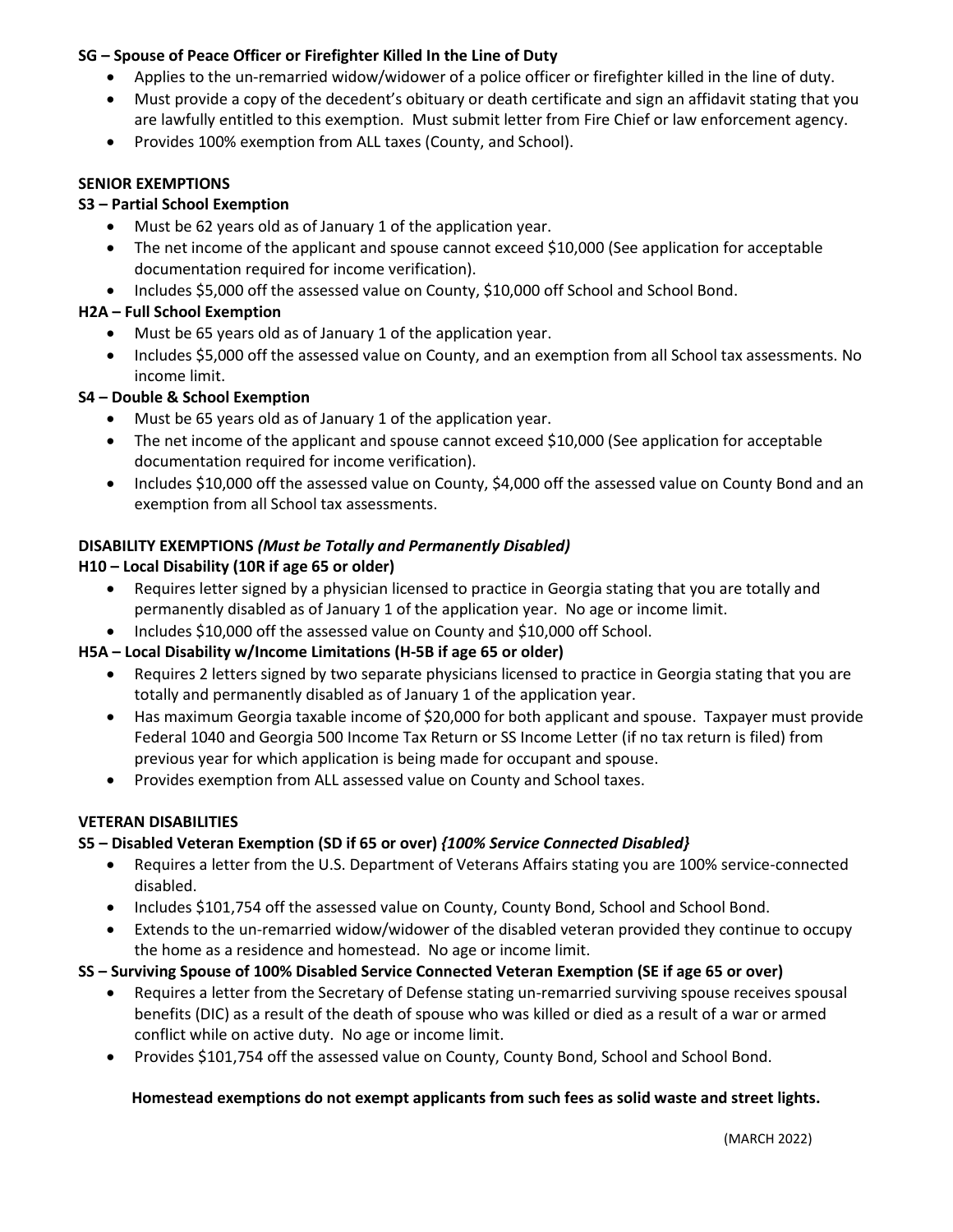**SG – Spouse of Peace Officer or Firefighter Killed In the Line of Duty**

- Applies to the un-remarried widow/widower of a police officer or firefighter killed in the line of duty.
- Must provide a copy of the decedent's obituary or death certificate and sign an affidavit stating that you are lawfully entitled to this exemption. Must submit letter from Fire Chief or law enforcement agency.
- Provides 100% exemption from ALL taxes (County, and School).

**SENIOR EXEMPTIONS**

**S3 – Partial School Exemption**

- Must be 62 years old as of January 1 of the application year.
- The net income of the applicant and spouse cannot exceed $10,000 (See application for acceptable documentation required for income verification).
- Includes $5,000 off the assessed value on County, $10,000 off School and School Bond.

**H2A – Full School Exemption**

- Must be 65 years old as of January 1 of the application year.
- Includes $5,000 off the assessed value on County, and an exemption from all School tax assessments. No income limit.

**S4 – Double & School Exemption**

- Must be 65 years old as of January 1 of the application year.
- The net income of the applicant and spouse cannot exceed $10,000 (See application for acceptable documentation required for income verification).
- Includes $10,000 off the assessed value on County, $4,000 off the assessed value on County Bond and an exemption from all School tax assessments.

**DISABILITY EXEMPTIONS** ***(Must be Totally and Permanently Disabled)***

**H10 – Local Disability (10R if age 65 or older)**

- Requires letter signed by a physician licensed to practice in Georgia stating that you are totally and permanently disabled as of January 1 of the application year. No age or income limit.
- Includes $10,000 off the assessed value on County and $10,000 off School.

**H5A – Local Disability w/Income Limitations (H-5B if age 65 or older)**

- Requires 2 letters signed by two separate physicians licensed to practice in Georgia stating that you are totally and permanently disabled as of January 1 of the application year.
- Has maximum Georgia taxable income of $20,000 for both applicant and spouse. Taxpayer must provide Federal 1040 and Georgia 500 Income Tax Return or SS Income Letter (if no tax return is filed) from previous year for which application is being made for occupant and spouse.
- Provides exemption from ALL assessed value on County and School taxes.

**VETERAN DISABILITIES**

**S5 – Disabled Veteran Exemption (SD if 65 or over)** ***{100% Service Connected Disabled}***

- Requires a letter from the U.S. Department of Veterans Affairs stating you are 100% service-connected disabled.
- Includes $101,754 off the assessed value on County, County Bond, School and School Bond.
- Extends to the un-remarried widow/widower of the disabled veteran provided they continue to occupy the home as a residence and homestead. No age or income limit.

**SS – Surviving Spouse of 100% Disabled Service Connected Veteran Exemption (SE if age 65 or over)**

- Requires a letter from the Secretary of Defense stating un-remarried surviving spouse receives spousal benefits (DIC) as a result of the death of spouse who was killed or died as a result of a war or armed conflict while on active duty. No age or income limit.
- Provides $101,754 off the assessed value on County, County Bond, School and School Bond.

**Homestead exemptions do not exempt applicants from such fees as solid waste and street lights.**

(MARCH 2022)